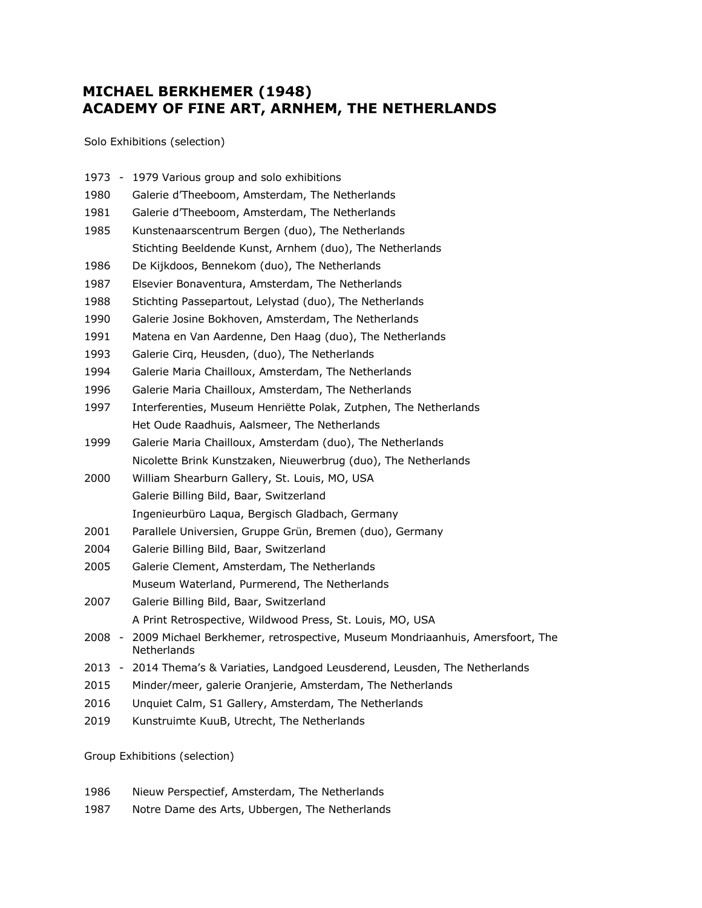# MICHAEL BERKHEMER (1948)
# ACADEMY OF FINE ART, ARNHEM, THE NETHERLANDS

Solo Exhibitions (selection)

| | |
|---|---|
| 1973 - | 1979 Various group and solo exhibitions |
| 1980 | Galerie d'Theeboom, Amsterdam, The Netherlands |
| 1981 | Galerie d'Theeboom, Amsterdam, The Netherlands |
| 1985 | Kunstenaarscentrum Bergen (duo), The Netherlands |
| | Stichting Beeldende Kunst, Arnhem (duo), The Netherlands |
| 1986 | De Kijkdoos, Bennekom (duo), The Netherlands |
| 1987 | Elsevier Bonaventura, Amsterdam, The Netherlands |
| 1988 | Stichting Passepartout, Lelystad (duo), The Netherlands |
| 1990 | Galerie Josine Bokhoven, Amsterdam, The Netherlands |
| 1991 | Matena en Van Aardenne, Den Haag (duo), The Netherlands |
| 1993 | Galerie Cirq, Heusden, (duo), The Netherlands |
| 1994 | Galerie Maria Chailloux, Amsterdam, The Netherlands |
| 1996 | Galerie Maria Chailloux, Amsterdam, The Netherlands |
| 1997 | Interferenties, Museum Henriëtte Polak, Zutphen, The Netherlands |
| | Het Oude Raadhuis, Aalsmeer, The Netherlands |
| 1999 | Galerie Maria Chailloux, Amsterdam (duo), The Netherlands |
| | Nicolette Brink Kunstzaken, Nieuwerbrug (duo), The Netherlands |
| 2000 | William Shearburn Gallery, St. Louis, MO, USA |
| | Galerie Billing Bild, Baar, Switzerland |
| | Ingenieurbüro Laqua, Bergisch Gladbach, Germany |
| 2001 | Parallele Universien, Gruppe Grün, Bremen (duo), Germany |
| 2004 | Galerie Billing Bild, Baar, Switzerland |
| 2005 | Galerie Clement, Amsterdam, The Netherlands |
| | Museum Waterland, Purmerend, The Netherlands |
| 2007 | Galerie Billing Bild, Baar, Switzerland |
| | A Print Retrospective, Wildwood Press, St. Louis, MO, USA |
| 2008 - | 2009 Michael Berkhemer, retrospective, Museum Mondriaanhuis, Amersfoort, The Netherlands |
| 2013 - | 2014 Thema's & Variaties, Landgoed Leusderend, Leusden, The Netherlands |
| 2015 | Minder/meer, galerie Oranjerie, Amsterdam, The Netherlands |
| 2016 | Unquiet Calm, S1 Gallery, Amsterdam, The Netherlands |
| 2019 | Kunstruimte KuuB, Utrecht, The Netherlands |

Group Exhibitions (selection)

| | |
|---|---|
| 1986 | Nieuw Perspectief, Amsterdam, The Netherlands |
| 1987 | Notre Dame des Arts, Ubbergen, The Netherlands |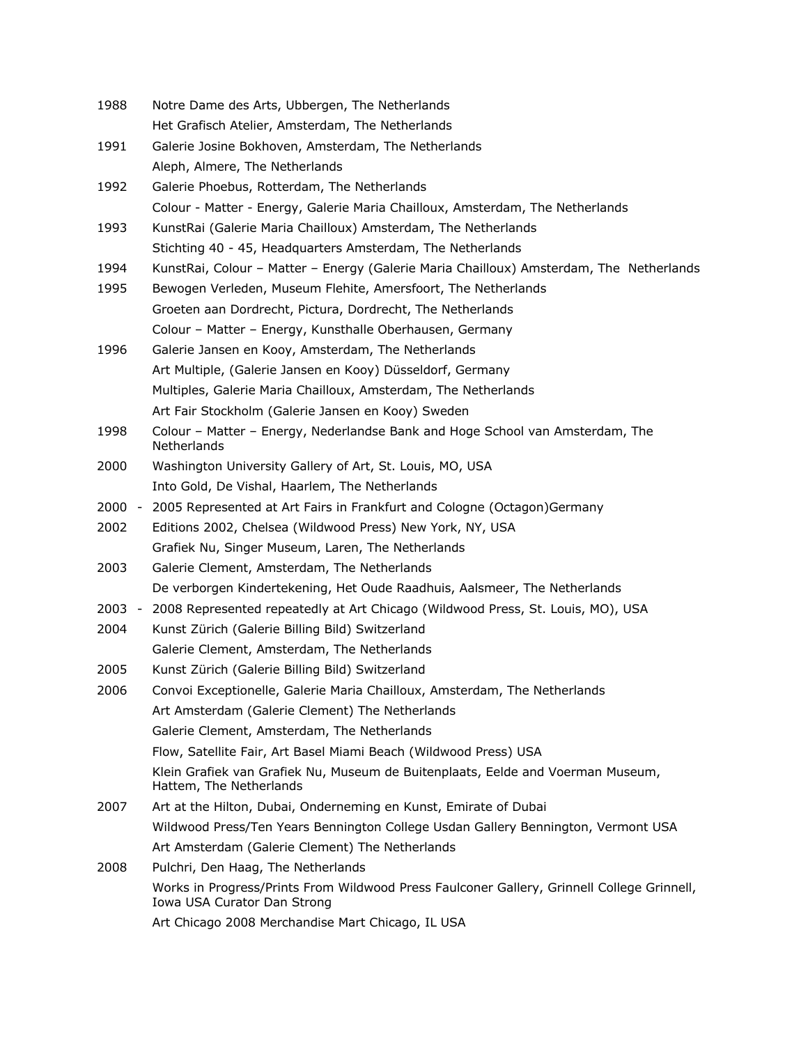| | |
|---|---|
| 1988 | Notre Dame des Arts, Ubbergen, The Netherlands |
| | Het Grafisch Atelier, Amsterdam, The Netherlands |
| 1991 | Galerie Josine Bokhoven, Amsterdam, The Netherlands |
| | Aleph, Almere, The Netherlands |
| 1992 | Galerie Phoebus, Rotterdam, The Netherlands |
| | Colour - Matter - Energy, Galerie Maria Chailloux, Amsterdam, The Netherlands |
| 1993 | KunstRai (Galerie Maria Chailloux) Amsterdam, The Netherlands |
| | Stichting 40 - 45, Headquarters Amsterdam, The Netherlands |
| 1994 | KunstRai, Colour – Matter – Energy (Galerie Maria Chailloux) Amsterdam, The Netherlands |
| 1995 | Bewogen Verleden, Museum Flehite, Amersfoort, The Netherlands |
| | Groeten aan Dordrecht, Pictura, Dordrecht, The Netherlands |
| | Colour – Matter – Energy, Kunsthalle Oberhausen, Germany |
| 1996 | Galerie Jansen en Kooy, Amsterdam, The Netherlands |
| | Art Multiple, (Galerie Jansen en Kooy) Düsseldorf, Germany |
| | Multiples, Galerie Maria Chailloux, Amsterdam, The Netherlands |
| | Art Fair Stockholm (Galerie Jansen en Kooy) Sweden |
| 1998 | Colour – Matter – Energy, Nederlandse Bank and Hoge School van Amsterdam, The Netherlands |
| 2000 | Washington University Gallery of Art, St. Louis, MO, USA |
| | Into Gold, De Vishal, Haarlem, The Netherlands |
| 2000 - | 2005 Represented at Art Fairs in Frankfurt and Cologne (Octagon)Germany |
| 2002 | Editions 2002, Chelsea (Wildwood Press) New York, NY, USA |
| | Grafiek Nu, Singer Museum, Laren, The Netherlands |
| 2003 | Galerie Clement, Amsterdam, The Netherlands |
| | De verborgen Kindertekening, Het Oude Raadhuis, Aalsmeer, The Netherlands |
| 2003 - | 2008 Represented repeatedly at Art Chicago (Wildwood Press, St. Louis, MO), USA |
| 2004 | Kunst Zürich (Galerie Billing Bild) Switzerland |
| | Galerie Clement, Amsterdam, The Netherlands |
| 2005 | Kunst Zürich (Galerie Billing Bild) Switzerland |
| 2006 | Convoi Exceptionelle, Galerie Maria Chailloux, Amsterdam, The Netherlands |
| | Art Amsterdam (Galerie Clement) The Netherlands |
| | Galerie Clement, Amsterdam, The Netherlands |
| | Flow, Satellite Fair, Art Basel Miami Beach (Wildwood Press) USA |
| | Klein Grafiek van Grafiek Nu, Museum de Buitenplaats, Eelde and Voerman Museum, Hattem, The Netherlands |
| 2007 | Art at the Hilton, Dubai, Onderneming en Kunst, Emirate of Dubai |
| | Wildwood Press/Ten Years Bennington College Usdan Gallery Bennington, Vermont USA |
| | Art Amsterdam (Galerie Clement) The Netherlands |
| 2008 | Pulchri, Den Haag, The Netherlands |
| | Works in Progress/Prints From Wildwood Press Faulconer Gallery, Grinnell College Grinnell, Iowa USA Curator Dan Strong |
| | Art Chicago 2008 Merchandise Mart Chicago, IL USA |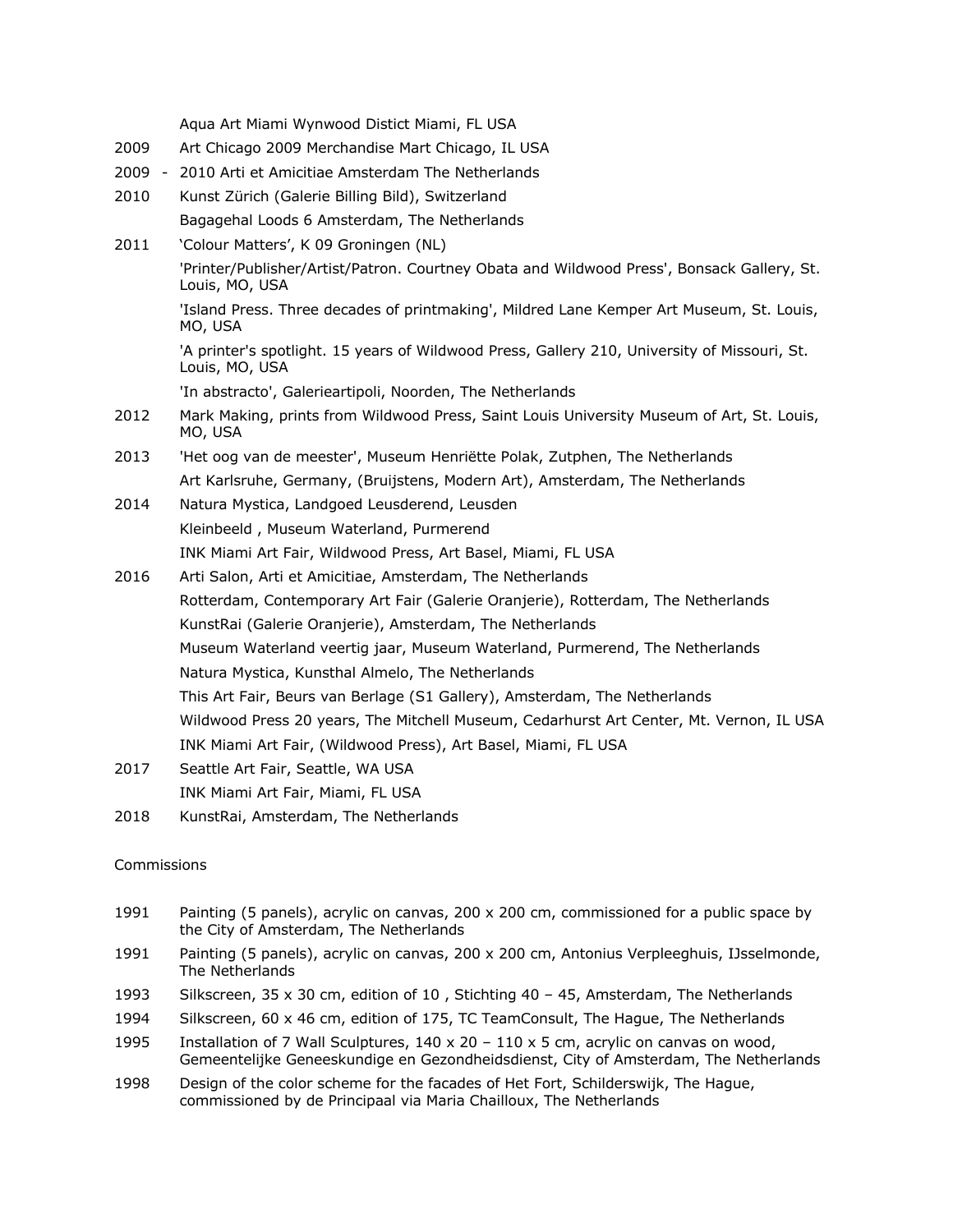Aqua Art Miami Wynwood Distict Miami, FL USA

2009 Art Chicago 2009 Merchandise Mart Chicago, IL USA

2009 - 2010 Arti et Amicitiae Amsterdam The Netherlands

2010 Kunst Zürich (Galerie Billing Bild), Switzerland

Bagagehal Loods 6 Amsterdam, The Netherlands

2011 'Colour Matters', K 09 Groningen (NL)

'Printer/Publisher/Artist/Patron. Courtney Obata and Wildwood Press', Bonsack Gallery, St. Louis, MO, USA

'Island Press. Three decades of printmaking', Mildred Lane Kemper Art Museum, St. Louis, MO, USA

'A printer's spotlight. 15 years of Wildwood Press, Gallery 210, University of Missouri, St. Louis, MO, USA

'In abstracto', Galerieartipoli, Noorden, The Netherlands

2012 Mark Making, prints from Wildwood Press, Saint Louis University Museum of Art, St. Louis, MO, USA

2013 'Het oog van de meester', Museum Henriëtte Polak, Zutphen, The Netherlands

Art Karlsruhe, Germany, (Bruijstens, Modern Art), Amsterdam, The Netherlands

2014 Natura Mystica, Landgoed Leusderend, Leusden

Kleinbeeld , Museum Waterland, Purmerend

INK Miami Art Fair, Wildwood Press, Art Basel, Miami, FL USA

2016 Arti Salon, Arti et Amicitiae, Amsterdam, The Netherlands

Rotterdam, Contemporary Art Fair (Galerie Oranjerie), Rotterdam, The Netherlands

KunstRai (Galerie Oranjerie), Amsterdam, The Netherlands

Museum Waterland veertig jaar, Museum Waterland, Purmerend, The Netherlands

Natura Mystica, Kunsthal Almelo, The Netherlands

This Art Fair, Beurs van Berlage (S1 Gallery), Amsterdam, The Netherlands

Wildwood Press 20 years, The Mitchell Museum, Cedarhurst Art Center, Mt. Vernon, IL USA

INK Miami Art Fair, (Wildwood Press), Art Basel, Miami, FL USA

2017 Seattle Art Fair, Seattle, WA USA

INK Miami Art Fair, Miami, FL USA

2018 KunstRai, Amsterdam, The Netherlands

Commissions

1991 Painting (5 panels), acrylic on canvas, 200 x 200 cm, commissioned for a public space by the City of Amsterdam, The Netherlands

1991 Painting (5 panels), acrylic on canvas, 200 x 200 cm, Antonius Verpleeghuis, IJsselmonde, The Netherlands

1993 Silkscreen, 35 x 30 cm, edition of 10 , Stichting 40 – 45, Amsterdam, The Netherlands

1994 Silkscreen, 60 x 46 cm, edition of 175, TC TeamConsult, The Hague, The Netherlands

1995 Installation of 7 Wall Sculptures, 140 x 20 – 110 x 5 cm, acrylic on canvas on wood, Gemeentelijke Geneeskundige en Gezondheidsdienst, City of Amsterdam, The Netherlands

1998 Design of the color scheme for the facades of Het Fort, Schilderswijk, The Hague, commissioned by de Principaal via Maria Chailloux, The Netherlands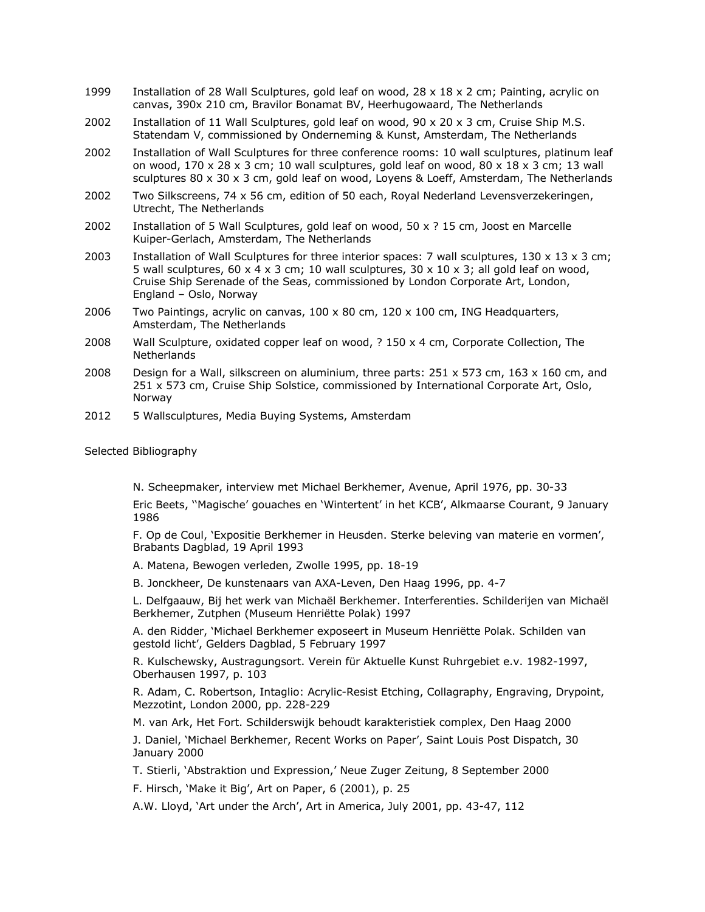1999 Installation of 28 Wall Sculptures, gold leaf on wood, 28 x 18 x 2 cm; Painting, acrylic on canvas, 390x 210 cm, Bravilor Bonamat BV, Heerhugowaard, The Netherlands

2002 Installation of 11 Wall Sculptures, gold leaf on wood, 90 x 20 x 3 cm, Cruise Ship M.S. Statendam V, commissioned by Onderneming & Kunst, Amsterdam, The Netherlands

2002 Installation of Wall Sculptures for three conference rooms: 10 wall sculptures, platinum leaf on wood, 170 x 28 x 3 cm; 10 wall sculptures, gold leaf on wood, 80 x 18 x 3 cm; 13 wall sculptures 80 x 30 x 3 cm, gold leaf on wood, Loyens & Loeff, Amsterdam, The Netherlands

2002 Two Silkscreens, 74 x 56 cm, edition of 50 each, Royal Nederland Levensverzekeringen, Utrecht, The Netherlands

2002 Installation of 5 Wall Sculptures, gold leaf on wood, 50 x ? 15 cm, Joost en Marcelle Kuiper-Gerlach, Amsterdam, The Netherlands

2003 Installation of Wall Sculptures for three interior spaces: 7 wall sculptures, 130 x 13 x 3 cm; 5 wall sculptures, 60 x 4 x 3 cm; 10 wall sculptures, 30 x 10 x 3; all gold leaf on wood, Cruise Ship Serenade of the Seas, commissioned by London Corporate Art, London, England – Oslo, Norway

2006 Two Paintings, acrylic on canvas, 100 x 80 cm, 120 x 100 cm, ING Headquarters, Amsterdam, The Netherlands

2008 Wall Sculpture, oxidated copper leaf on wood, ? 150 x 4 cm, Corporate Collection, The Netherlands

2008 Design for a Wall, silkscreen on aluminium, three parts: 251 x 573 cm, 163 x 160 cm, and 251 x 573 cm, Cruise Ship Solstice, commissioned by International Corporate Art, Oslo, Norway

2012 5 Wallsculptures, Media Buying Systems, Amsterdam

Selected Bibliography

N. Scheepmaker, interview met Michael Berkhemer, Avenue, April 1976, pp. 30-33

Eric Beets, ''Magische' gouaches en 'Wintertent' in het KCB', Alkmaarse Courant, 9 January 1986

F. Op de Coul, 'Expositie Berkhemer in Heusden. Sterke beleving van materie en vormen', Brabants Dagblad, 19 April 1993

A. Matena, Bewogen verleden, Zwolle 1995, pp. 18-19

B. Jonckheer, De kunstenaars van AXA-Leven, Den Haag 1996, pp. 4-7

L. Delfgaauw, Bij het werk van Michaël Berkhemer. Interferenties. Schilderijen van Michaël Berkhemer, Zutphen (Museum Henriëtte Polak) 1997

A. den Ridder, 'Michael Berkhemer exposeert in Museum Henriëtte Polak. Schilden van gestold licht', Gelders Dagblad, 5 February 1997

R. Kulschewsky, Austragungsort. Verein für Aktuelle Kunst Ruhrgebiet e.v. 1982-1997, Oberhausen 1997, p. 103

R. Adam, C. Robertson, Intaglio: Acrylic-Resist Etching, Collagraphy, Engraving, Drypoint, Mezzotint, London 2000, pp. 228-229

M. van Ark, Het Fort. Schilderswijk behoudt karakteristiek complex, Den Haag 2000

J. Daniel, 'Michael Berkhemer, Recent Works on Paper', Saint Louis Post Dispatch, 30 January 2000

T. Stierli, 'Abstraktion und Expression,' Neue Zuger Zeitung, 8 September 2000

F. Hirsch, 'Make it Big', Art on Paper, 6 (2001), p. 25

A.W. Lloyd, 'Art under the Arch', Art in America, July 2001, pp. 43-47, 112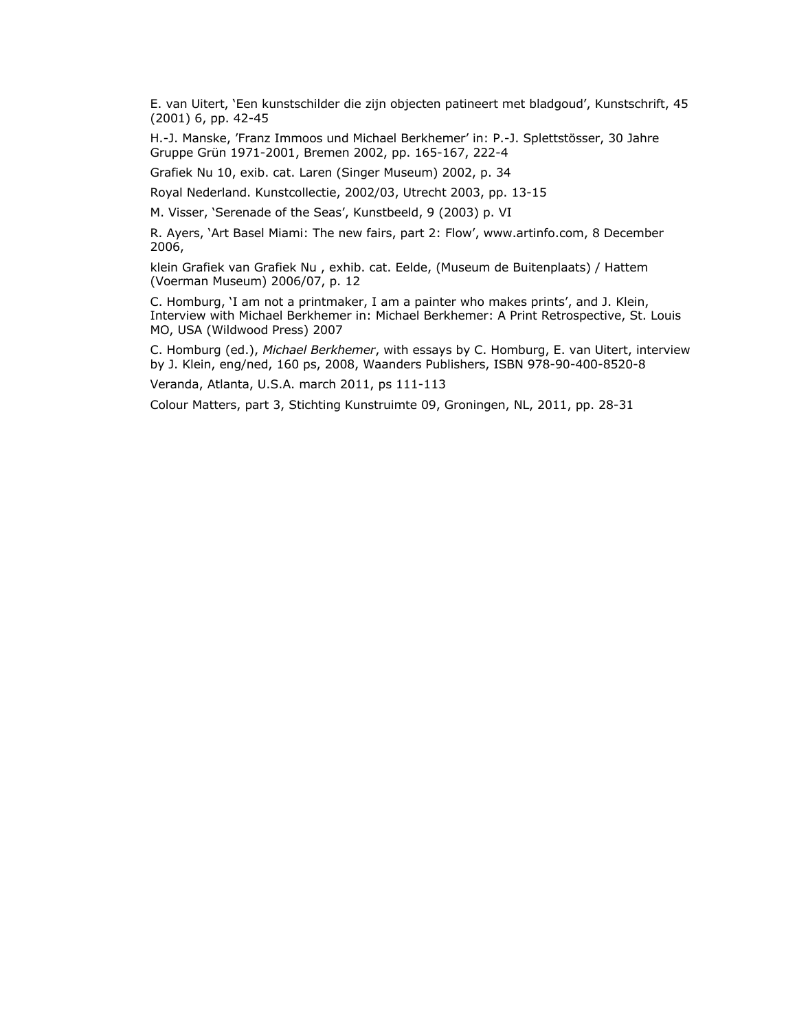E. van Uitert, 'Een kunstschilder die zijn objecten patineert met bladgoud', Kunstschrift, 45 (2001) 6, pp. 42-45

H.-J. Manske, 'Franz Immoos und Michael Berkhemer' in: P.-J. Splettstösser, 30 Jahre Gruppe Grün 1971-2001, Bremen 2002, pp. 165-167, 222-4

Grafiek Nu 10, exib. cat. Laren (Singer Museum) 2002, p. 34

Royal Nederland. Kunstcollectie, 2002/03, Utrecht 2003, pp. 13-15

M. Visser, 'Serenade of the Seas', Kunstbeeld, 9 (2003) p. VI

R. Ayers, 'Art Basel Miami: The new fairs, part 2: Flow', www.artinfo.com, 8 December 2006,

klein Grafiek van Grafiek Nu , exhib. cat. Eelde, (Museum de Buitenplaats) / Hattem (Voerman Museum) 2006/07, p. 12

C. Homburg, 'I am not a printmaker, I am a painter who makes prints', and J. Klein, Interview with Michael Berkhemer in: Michael Berkhemer: A Print Retrospective, St. Louis MO, USA (Wildwood Press) 2007

C. Homburg (ed.), *Michael Berkhemer*, with essays by C. Homburg, E. van Uitert, interview by J. Klein, eng/ned, 160 ps, 2008, Waanders Publishers, ISBN 978-90-400-8520-8

Veranda, Atlanta, U.S.A. march 2011, ps 111-113

Colour Matters, part 3, Stichting Kunstruimte 09, Groningen, NL, 2011, pp. 28-31